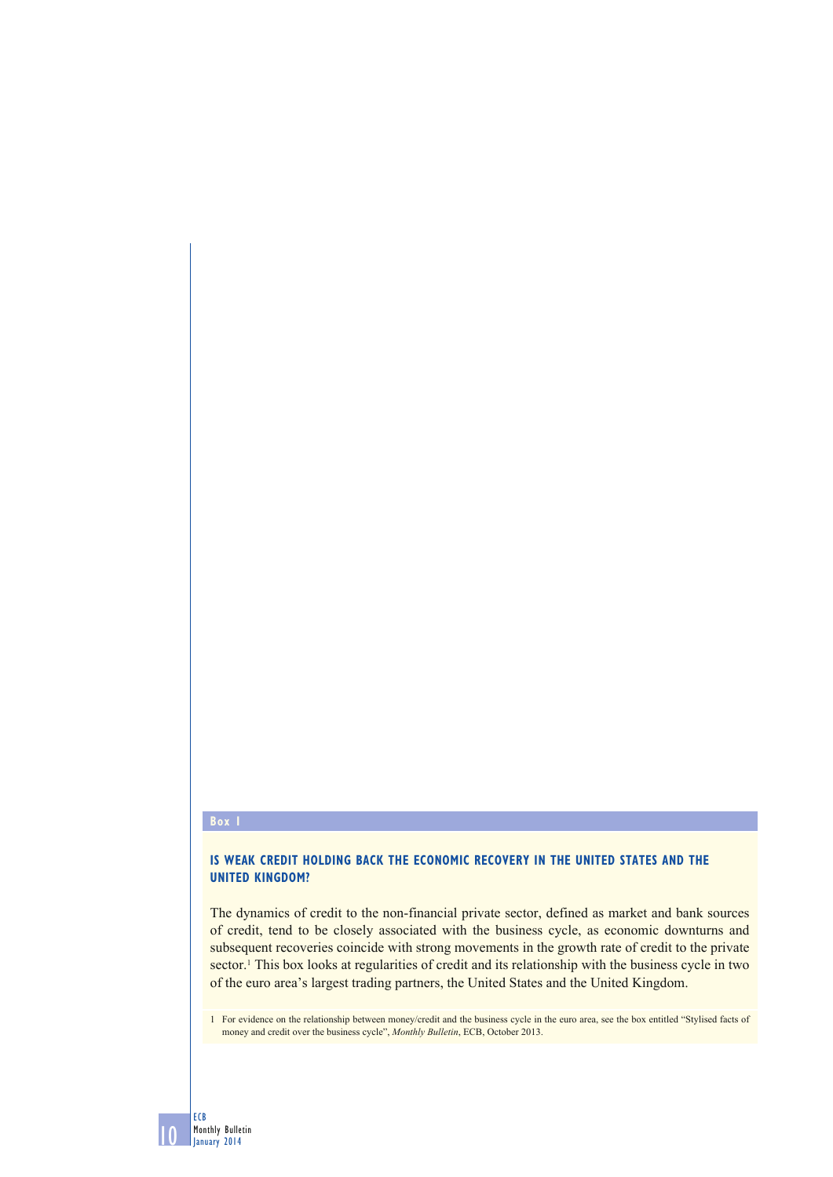Box 1

## IS WEAK CREDIT HOLDING BACK THE ECONOMIC RECOVERY IN THE UNITED STATES AND THE UNITED KINGDOM?

The dynamics of credit to the non-financial private sector, defined as market and bank sources of credit, tend to be closely associated with the business cycle, as economic downturns and subsequent recoveries coincide with strong movements in the growth rate of credit to the private sector.[1] This box looks at regularities of credit and its relationship with the business cycle in two of the euro area's largest trading partners, the United States and the United Kingdom.

1 For evidence on the relationship between money/credit and the business cycle in the euro area, see the box entitled "Stylised facts of money and credit over the business cycle", *Monthly Bulletin*, ECB, October 2013.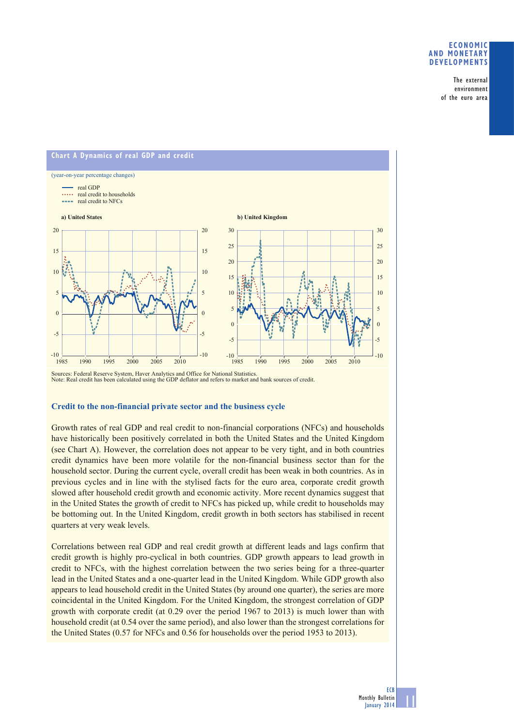## Chart A Dynamics of real GDP and credit

(year-on-year percentage changes)

- real GDP
- real credit to households
- real credit to NFCs

a) United States

b) United Kingdom

Sources: Federal Reserve System, Haver Analytics and Office for National Statistics.
Note: Real credit has been calculated using the GDP deflator and refers to market and bank sources of credit.

### Credit to the non-financial private sector and the business cycle

Growth rates of real GDP and real credit to non-financial corporations (NFCs) and households have historically been positively correlated in both the United States and the United Kingdom (see Chart A). However, the correlation does not appear to be very tight, and in both countries credit dynamics have been more volatile for the non-financial business sector than for the household sector. During the current cycle, overall credit has been weak in both countries. As in previous cycles and in line with the stylised facts for the euro area, corporate credit growth slowed after household credit growth and economic activity. More recent dynamics suggest that in the United States the growth of credit to NFCs has picked up, while credit to households may be bottoming out. In the United Kingdom, credit growth in both sectors has stabilised in recent quarters at very weak levels.

Correlations between real GDP and real credit growth at different leads and lags confirm that credit growth is highly pro-cyclical in both countries. GDP growth appears to lead growth in credit to NFCs, with the highest correlation between the two series being for a three-quarter lead in the United States and a one-quarter lead in the United Kingdom. While GDP growth also appears to lead household credit in the United States (by around one quarter), the series are more coincidental in the United Kingdom. For the United Kingdom, the strongest correlation of GDP growth with corporate credit (at 0.29 over the period 1967 to 2013) is much lower than with household credit (at 0.54 over the same period), and also lower than the strongest correlations for the United States (0.57 for NFCs and 0.56 for households over the period 1953 to 2013).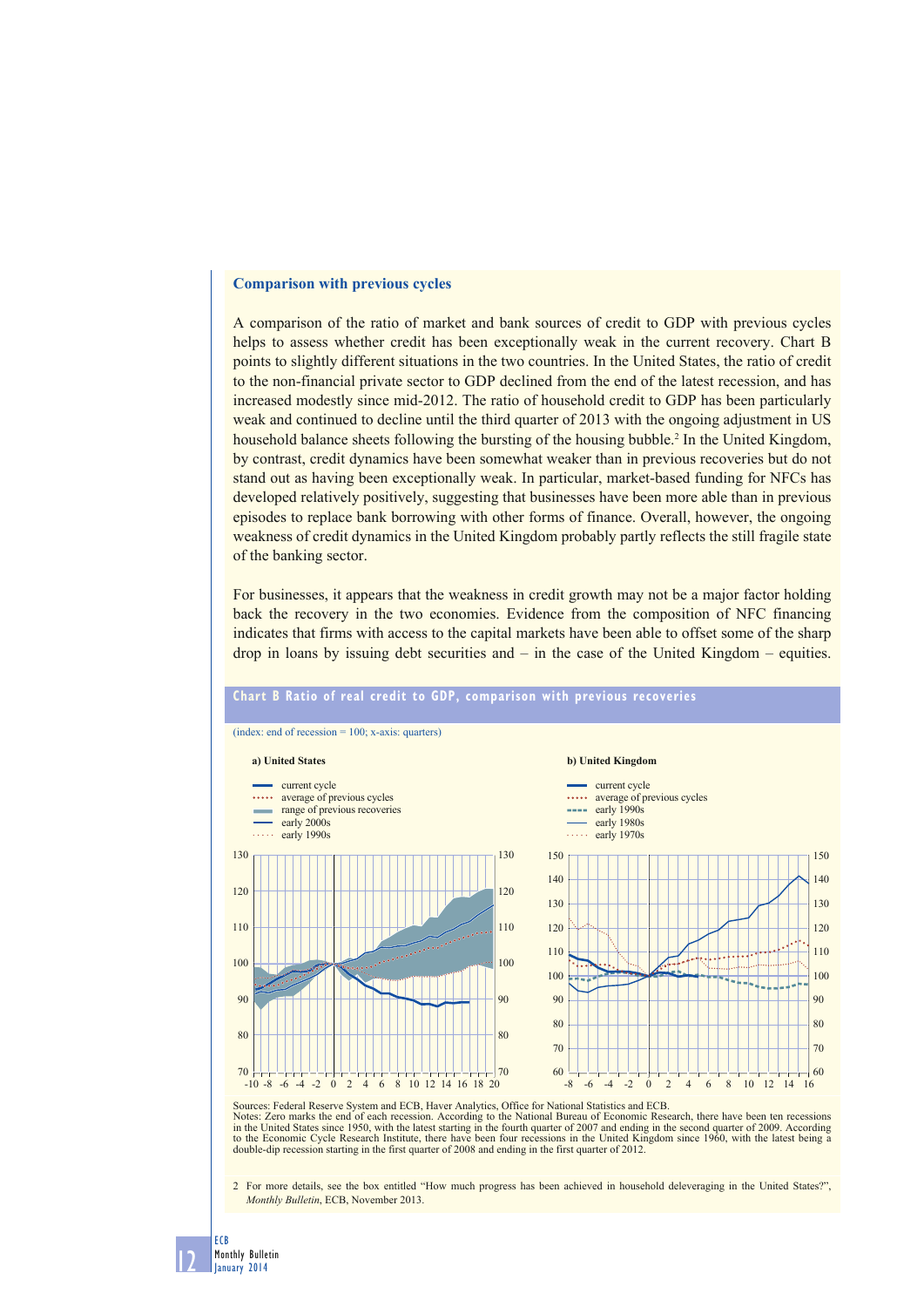### Comparison with previous cycles

A comparison of the ratio of market and bank sources of credit to GDP with previous cycles helps to assess whether credit has been exceptionally weak in the current recovery. Chart B points to slightly different situations in the two countries. In the United States, the ratio of credit to the non-financial private sector to GDP declined from the end of the latest recession, and has increased modestly since mid-2012. The ratio of household credit to GDP has been particularly weak and continued to decline until the third quarter of 2013 with the ongoing adjustment in US household balance sheets following the bursting of the housing bubble.[2] In the United Kingdom, by contrast, credit dynamics have been somewhat weaker than in previous recoveries but do not stand out as having been exceptionally weak. In particular, market-based funding for NFCs has developed relatively positively, suggesting that businesses have been more able than in previous episodes to replace bank borrowing with other forms of finance. Overall, however, the ongoing weakness of credit dynamics in the United Kingdom probably partly reflects the still fragile state of the banking sector.

For businesses, it appears that the weakness in credit growth may not be a major factor holding back the recovery in the two economies. Evidence from the composition of NFC financing indicates that firms with access to the capital markets have been able to offset some of the sharp drop in loans by issuing debt securities and – in the case of the United Kingdom – equities.

**Chart B Ratio of real credit to GDP, comparison with previous recoveries**

(index: end of recession = 100; x-axis: quarters)

**a) United States**

- current cycle
- average of previous cycles
- range of previous recoveries
- early 2000s
- early 1990s

**b) United Kingdom**

- current cycle
- average of previous cycles
- early 1990s
- early 1980s
- early 1970s

Sources: Federal Reserve System and ECB, Haver Analytics, Office for National Statistics and ECB.
Notes: Zero marks the end of each recession. According to the National Bureau of Economic Research, there have been ten recessions in the United States since 1950, with the latest starting in the fourth quarter of 2007 and ending in the second quarter of 2009. According to the Economic Cycle Research Institute, there have been four recessions in the United Kingdom since 1960, with the latest being a double-dip recession starting in the first quarter of 2008 and ending in the first quarter of 2012.

2 For more details, see the box entitled "How much progress has been achieved in household deleveraging in the United States?", *Monthly Bulletin*, ECB, November 2013.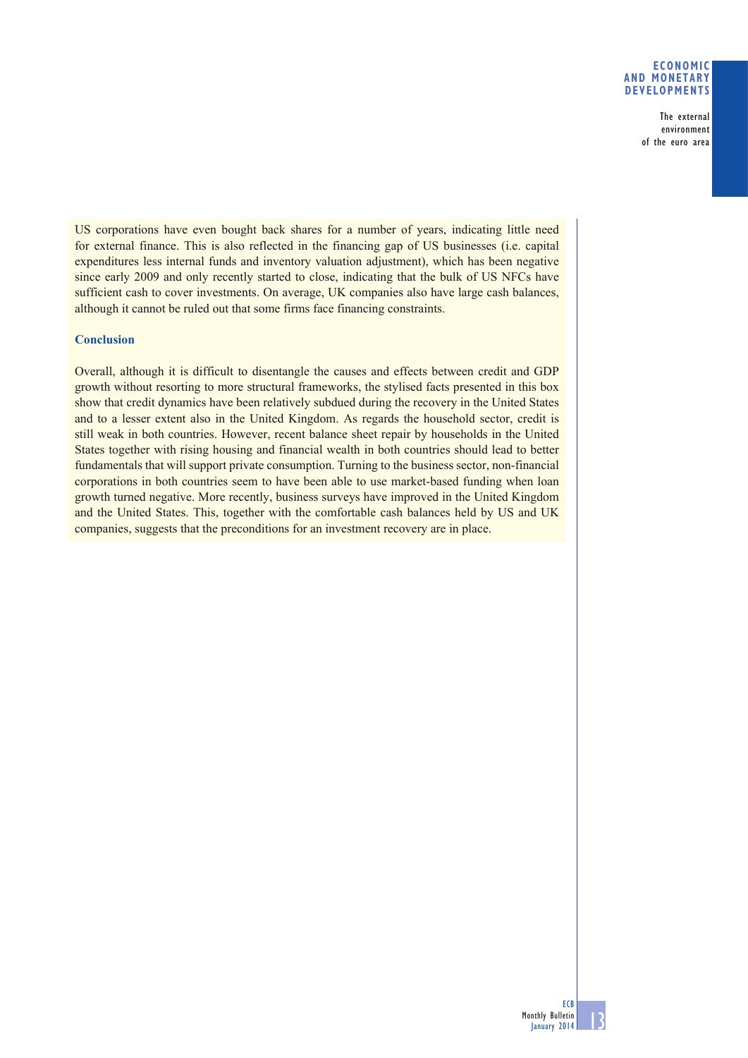US corporations have even bought back shares for a number of years, indicating little need for external finance. This is also reflected in the financing gap of US businesses (i.e. capital expenditures less internal funds and inventory valuation adjustment), which has been negative since early 2009 and only recently started to close, indicating that the bulk of US NFCs have sufficient cash to cover investments. On average, UK companies also have large cash balances, although it cannot be ruled out that some firms face financing constraints.

### Conclusion

Overall, although it is difficult to disentangle the causes and effects between credit and GDP growth without resorting to more structural frameworks, the stylised facts presented in this box show that credit dynamics have been relatively subdued during the recovery in the United States and to a lesser extent also in the United Kingdom. As regards the household sector, credit is still weak in both countries. However, recent balance sheet repair by households in the United States together with rising housing and financial wealth in both countries should lead to better fundamentals that will support private consumption. Turning to the business sector, non-financial corporations in both countries seem to have been able to use market-based funding when loan growth turned negative. More recently, business surveys have improved in the United Kingdom and the United States. This, together with the comfortable cash balances held by US and UK companies, suggests that the preconditions for an investment recovery are in place.